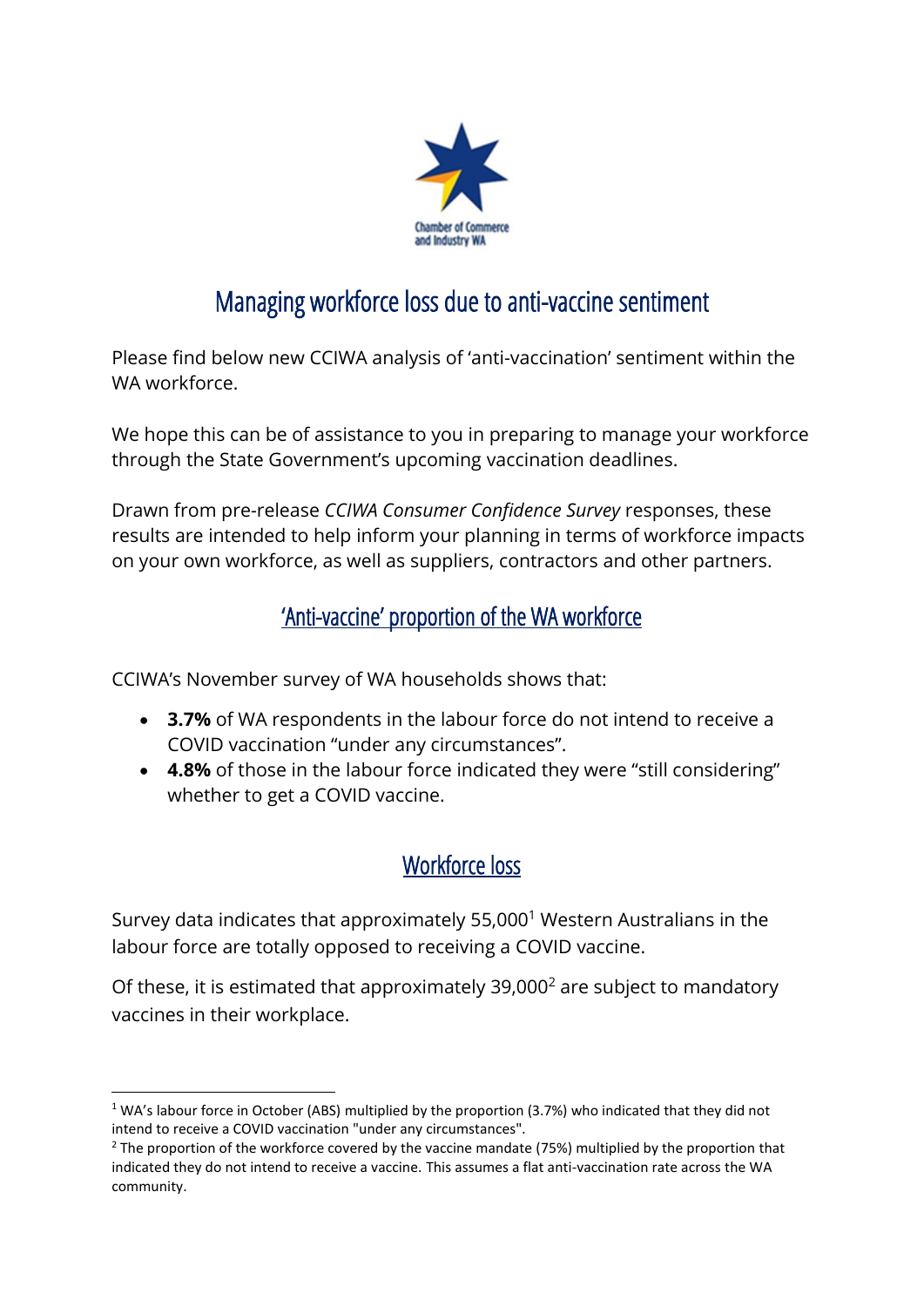Chamber of Commerce and Industry WA

# Managing workforce loss due to anti-vaccine sentiment

Please find below new CCIWA analysis of 'anti-vaccination' sentiment within the WA workforce.

We hope this can be of assistance to you in preparing to manage your workforce through the State Government's upcoming vaccination deadlines.

Drawn from pre-release *CCIWA Consumer Confidence Survey* responses, these results are intended to help inform your planning in terms of workforce impacts on your own workforce, as well as suppliers, contractors and other partners.

## 'Anti-vaccine' proportion of the WA workforce

CCIWA's November survey of WA households shows that:

- **3.7%** of WA respondents in the labour force do not intend to receive a COVID vaccination "under any circumstances".
- **4.8%** of those in the labour force indicated they were "still considering" whether to get a COVID vaccine.

## Workforce loss

Survey data indicates that approximately 55,000[1] Western Australians in the labour force are totally opposed to receiving a COVID vaccine.

Of these, it is estimated that approximately 39,000[2] are subject to mandatory vaccines in their workplace.

---

[1] WA's labour force in October (ABS) multiplied by the proportion (3.7%) who indicated that they did not intend to receive a COVID vaccination "under any circumstances".

[2] The proportion of the workforce covered by the vaccine mandate (75%) multiplied by the proportion that indicated they do not intend to receive a vaccine. This assumes a flat anti-vaccination rate across the WA community.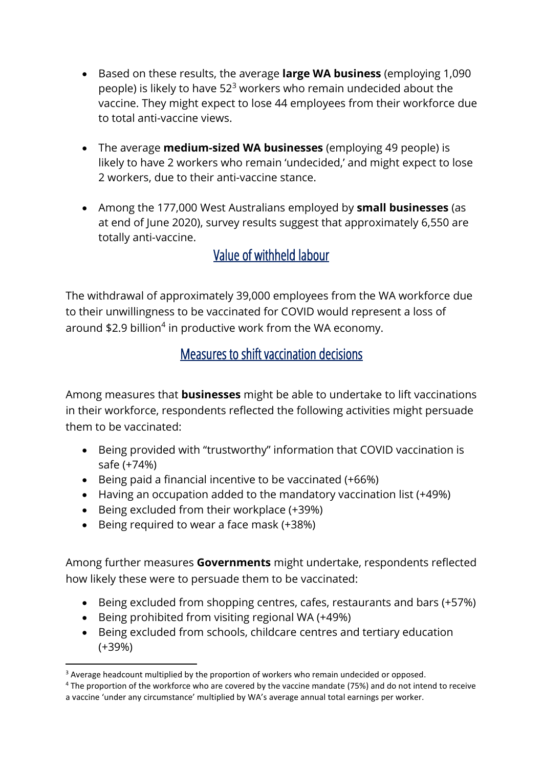- Based on these results, the average **large WA business** (employing 1,090 people) is likely to have 52[3] workers who remain undecided about the vaccine. They might expect to lose 44 employees from their workforce due to total anti-vaccine views.
- The average **medium-sized WA businesses** (employing 49 people) is likely to have 2 workers who remain 'undecided,' and might expect to lose 2 workers, due to their anti-vaccine stance.
- Among the 177,000 West Australians employed by **small businesses** (as at end of June 2020), survey results suggest that approximately 6,550 are totally anti-vaccine.

## Value of withheld labour

The withdrawal of approximately 39,000 employees from the WA workforce due to their unwillingness to be vaccinated for COVID would represent a loss of around $2.9 billion[4] in productive work from the WA economy.

## Measures to shift vaccination decisions

Among measures that **businesses** might be able to undertake to lift vaccinations in their workforce, respondents reflected the following activities might persuade them to be vaccinated:

- Being provided with "trustworthy" information that COVID vaccination is safe (+74%)
- Being paid a financial incentive to be vaccinated (+66%)
- Having an occupation added to the mandatory vaccination list (+49%)
- Being excluded from their workplace (+39%)
- Being required to wear a face mask (+38%)

Among further measures **Governments** might undertake, respondents reflected how likely these were to persuade them to be vaccinated:

- Being excluded from shopping centres, cafes, restaurants and bars (+57%)
- Being prohibited from visiting regional WA (+49%)
- Being excluded from schools, childcare centres and tertiary education (+39%)

---

[3] Average headcount multiplied by the proportion of workers who remain undecided or opposed.

[4] The proportion of the workforce who are covered by the vaccine mandate (75%) and do not intend to receive a vaccine 'under any circumstance' multiplied by WA's average annual total earnings per worker.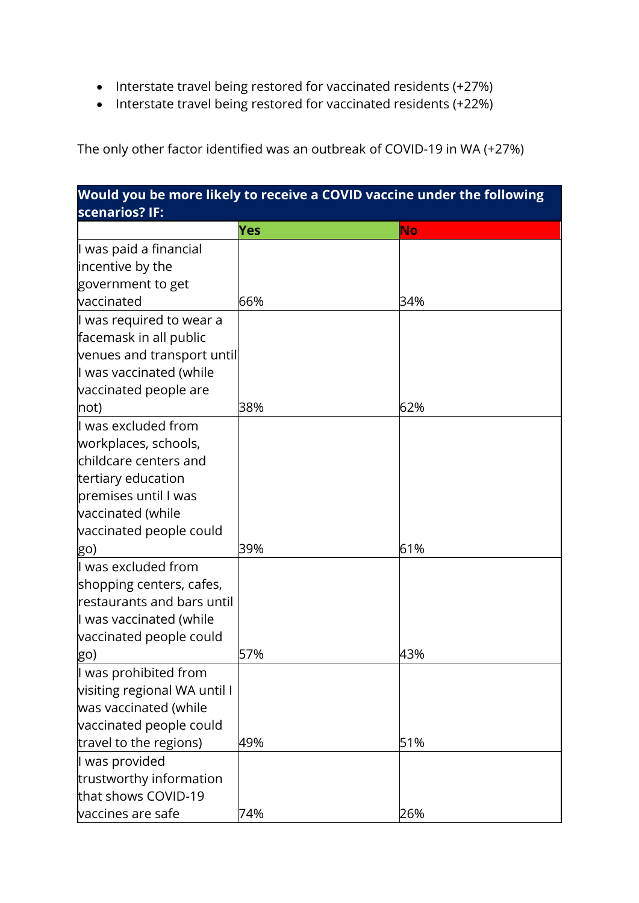- Interstate travel being restored for vaccinated residents (+27%)
- Interstate travel being restored for vaccinated residents (+22%)

The only other factor identified was an outbreak of COVID-19 in WA (+27%)

| **Would you be more likely to receive a COVID vaccine under the following scenarios? IF:** | | |
|---|---|---|
| | **Yes** | **No** |
| I was paid a financial incentive by the government to get vaccinated | 66% | 34% |
| I was required to wear a facemask in all public venues and transport until I was vaccinated (while vaccinated people are not) | 38% | 62% |
| I was excluded from workplaces, schools, childcare centers and tertiary education premises until I was vaccinated (while vaccinated people could go) | 39% | 61% |
| I was excluded from shopping centers, cafes, restaurants and bars until I was vaccinated (while vaccinated people could go) | 57% | 43% |
| I was prohibited from visiting regional WA until I was vaccinated (while vaccinated people could travel to the regions) | 49% | 51% |
| I was provided trustworthy information that shows COVID-19 vaccines are safe | 74% | 26% |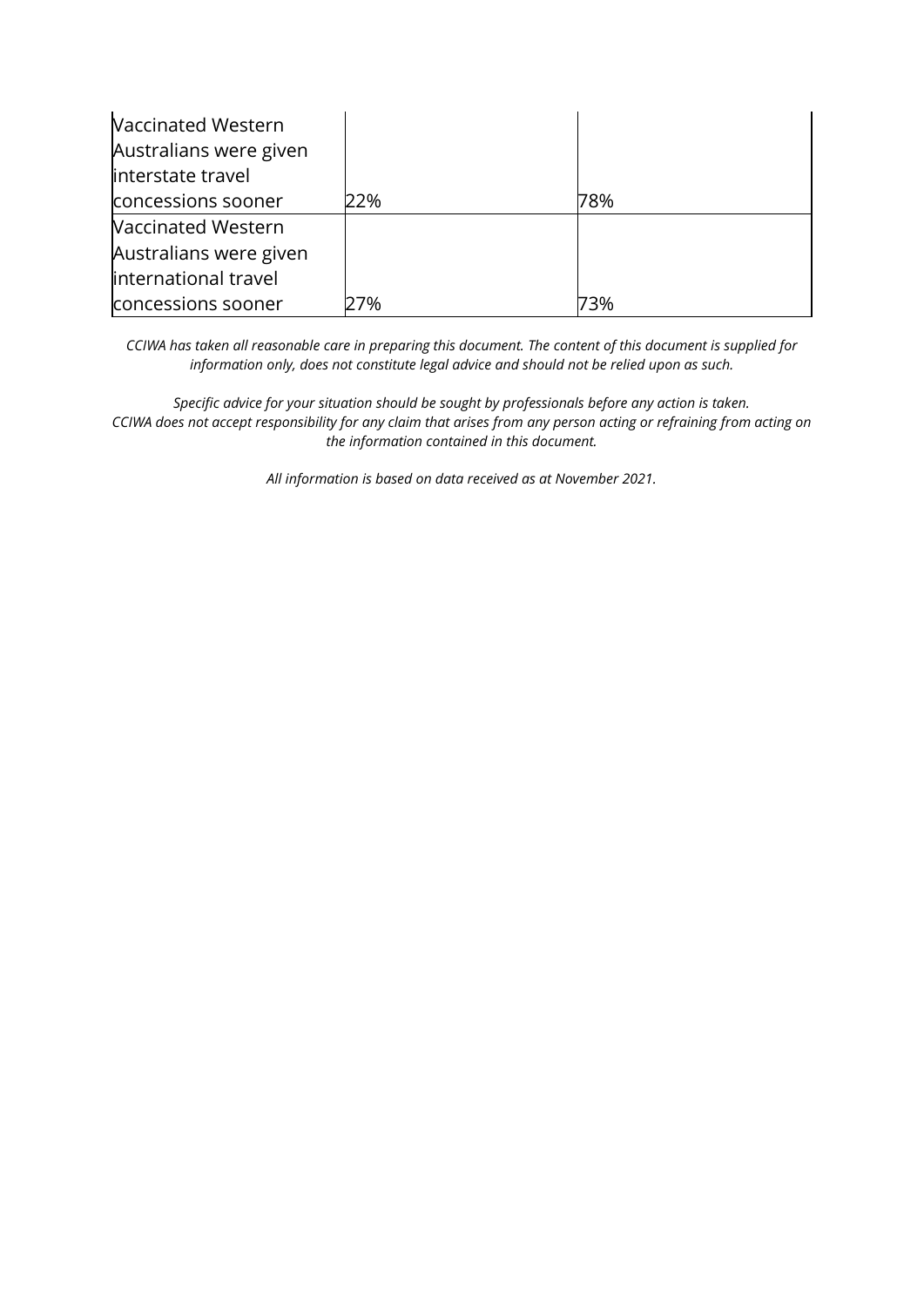| | | |
|---|---|---|
| Vaccinated Western Australians were given interstate travel concessions sooner | 22% | 78% |
| Vaccinated Western Australians were given international travel concessions sooner | 27% | 73% |

*CCIWA has taken all reasonable care in preparing this document. The content of this document is supplied for information only, does not constitute legal advice and should not be relied upon as such.*

*Specific advice for your situation should be sought by professionals before any action is taken. CCIWA does not accept responsibility for any claim that arises from any person acting or refraining from acting on the information contained in this document.*

*All information is based on data received as at November 2021.*